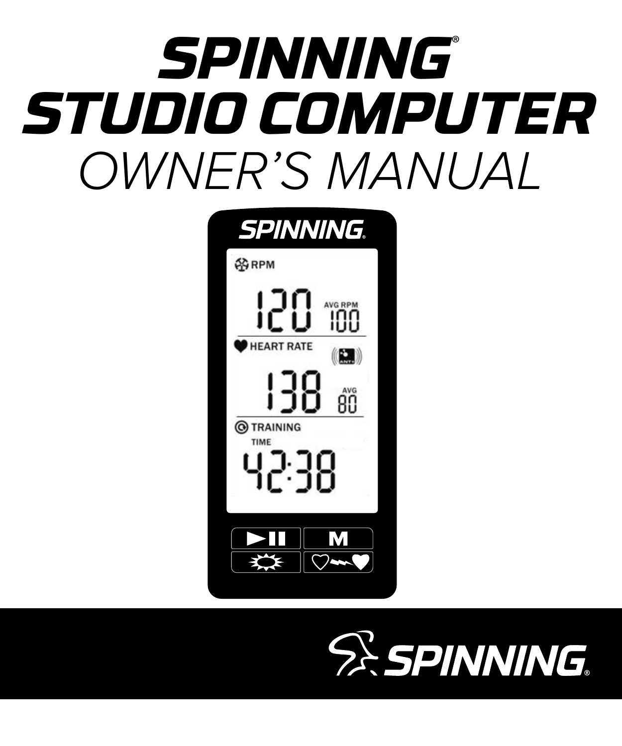# SPINNING® STUDIO COMPUTER

## OWNER'S MANUAL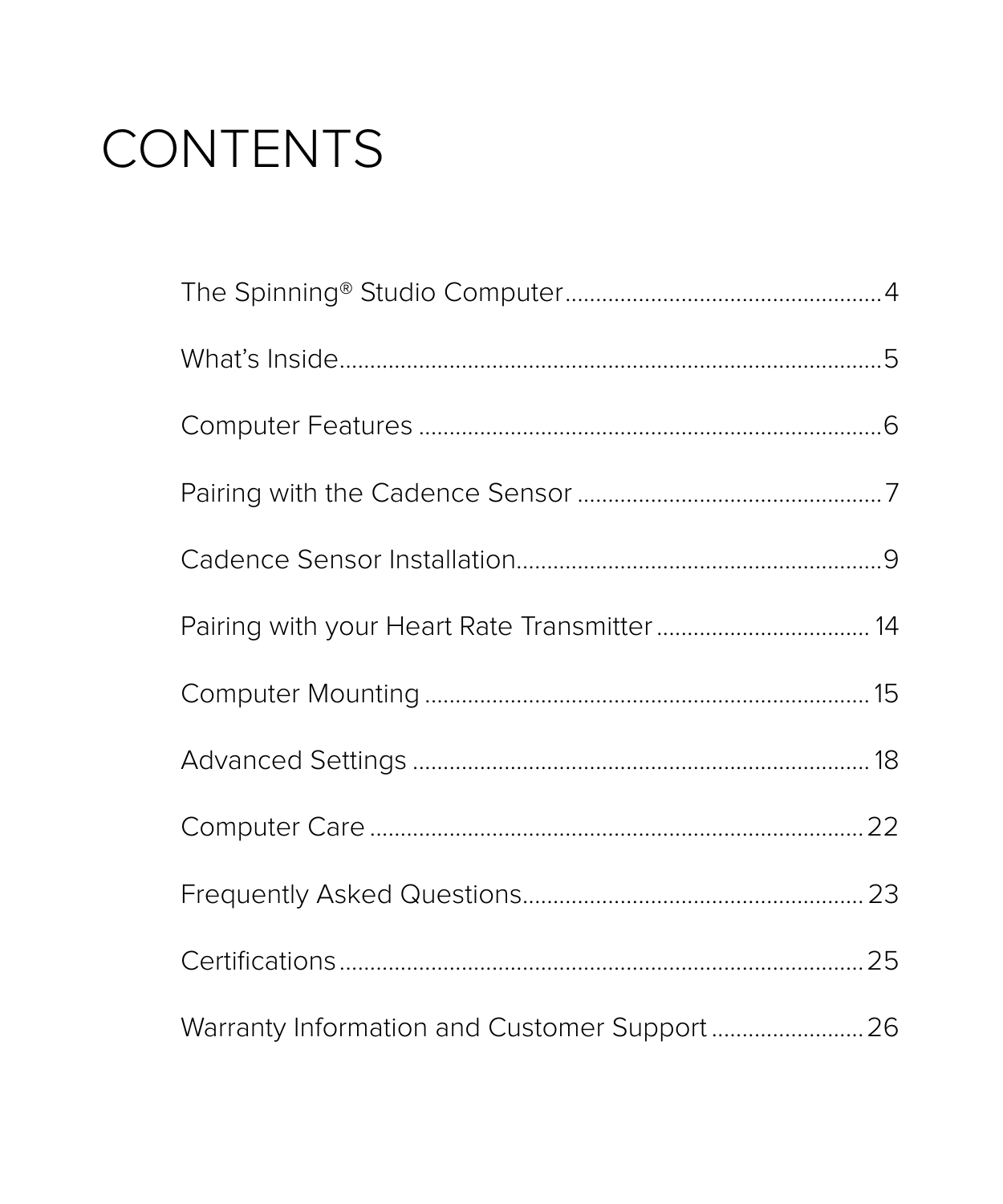# CONTENTS

The Spinning® Studio Computer....................................................4

What's Inside.......................................................................................5

Computer Features ............................................................................6

Pairing with the Cadence Sensor ..................................................7

Cadence Sensor Installation............................................................9

Pairing with your Heart Rate Transmitter ................................... 14

Computer Mounting ........................................................................ 15

Advanced Settings .......................................................................... 18

Computer Care .................................................................................22

Frequently Asked Questions........................................................ 23

Certifications.....................................................................................25

Warranty Information and Customer Support .........................26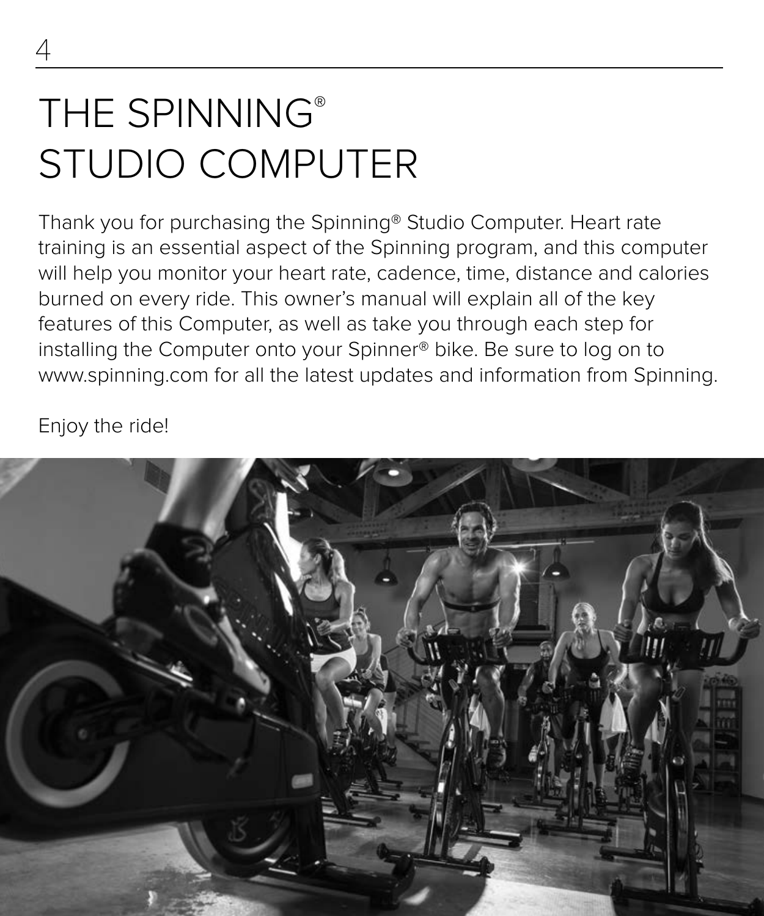# THE SPINNING® STUDIO COMPUTER

Thank you for purchasing the Spinning® Studio Computer. Heart rate training is an essential aspect of the Spinning program, and this computer will help you monitor your heart rate, cadence, time, distance and calories burned on every ride. This owner's manual will explain all of the key features of this Computer, as well as take you through each step for installing the Computer onto your Spinner® bike. Be sure to log on to www.spinning.com for all the latest updates and information from Spinning.

Enjoy the ride!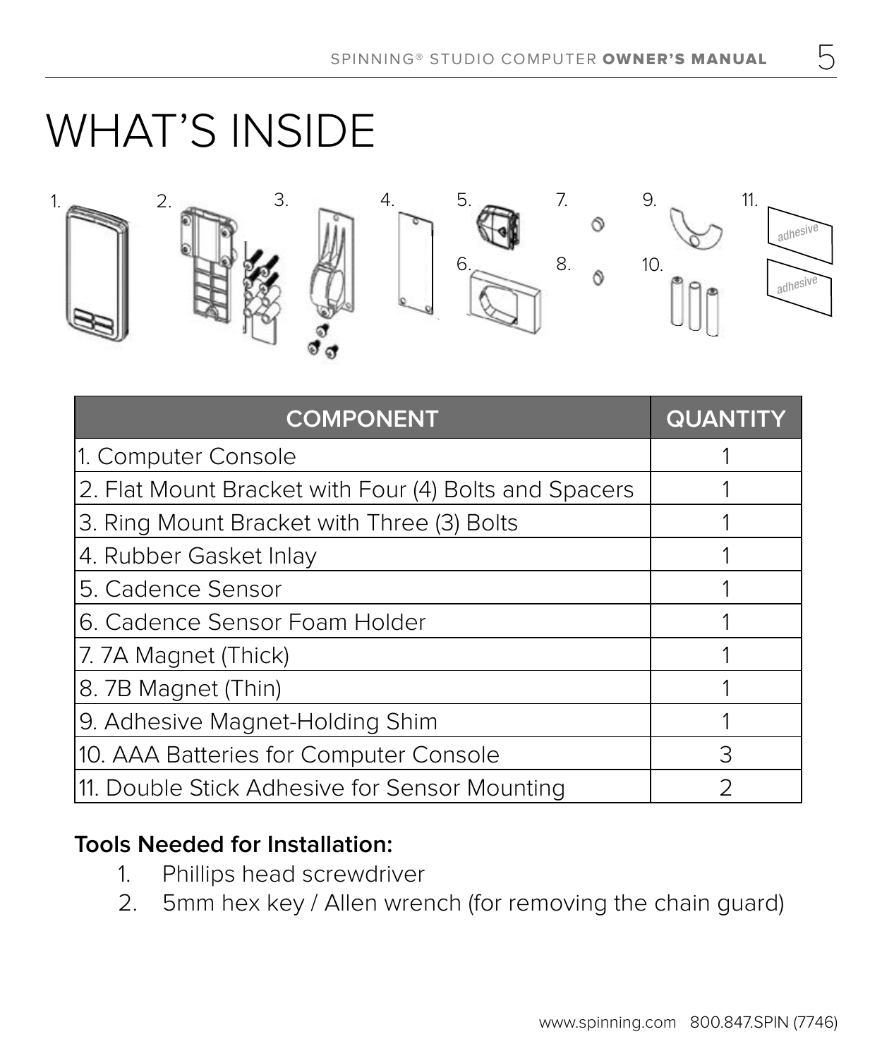# WHAT'S INSIDE

| COMPONENT | QUANTITY |
| --- | --- |
| 1. Computer Console | 1 |
| 2. Flat Mount Bracket with Four (4) Bolts and Spacers | 1 |
| 3. Ring Mount Bracket with Three (3) Bolts | 1 |
| 4. Rubber Gasket Inlay | 1 |
| 5. Cadence Sensor | 1 |
| 6. Cadence Sensor Foam Holder | 1 |
| 7. 7A Magnet (Thick) | 1 |
| 8. 7B Magnet (Thin) | 1 |
| 9. Adhesive Magnet-Holding Shim | 1 |
| 10. AAA Batteries for Computer Console | 3 |
| 11. Double Stick Adhesive for Sensor Mounting | 2 |

**Tools Needed for Installation:**

1. Phillips head screwdriver
2. 5mm hex key / Allen wrench (for removing the chain guard)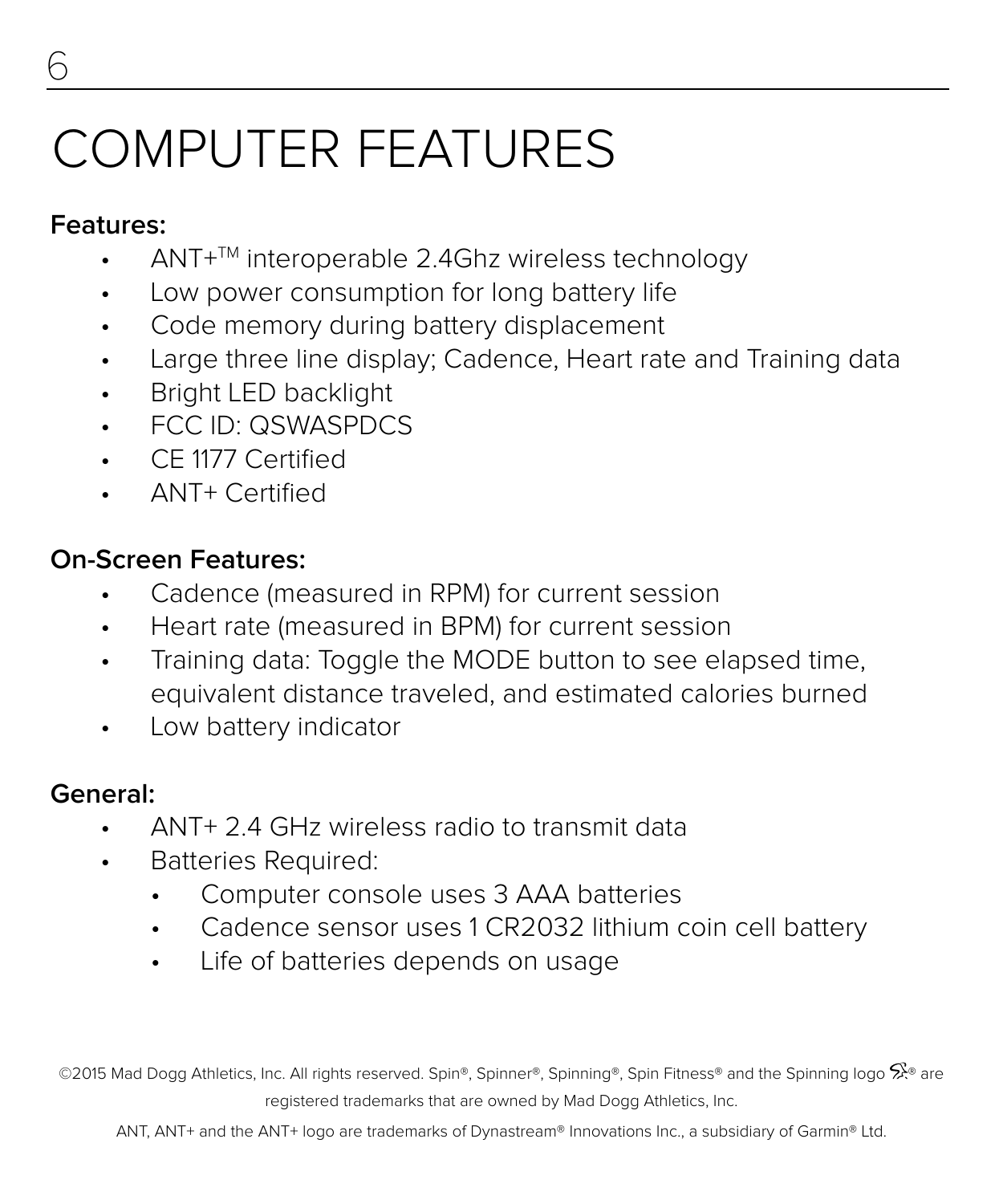# COMPUTER FEATURES

**Features:**

- ANT+™ interoperable 2.4Ghz wireless technology
- Low power consumption for long battery life
- Code memory during battery displacement
- Large three line display; Cadence, Heart rate and Training data
- Bright LED backlight
- FCC ID: QSWASPDCS
- CE 1177 Certified
- ANT+ Certified

**On-Screen Features:**

- Cadence (measured in RPM) for current session
- Heart rate (measured in BPM) for current session
- Training data: Toggle the MODE button to see elapsed time, equivalent distance traveled, and estimated calories burned
- Low battery indicator

**General:**

- ANT+ 2.4 GHz wireless radio to transmit data
- Batteries Required:
  - Computer console uses 3 AAA batteries
  - Cadence sensor uses 1 CR2032 lithium coin cell battery
  - Life of batteries depends on usage

©2015 Mad Dogg Athletics, Inc. All rights reserved. Spin®, Spinner®, Spinning®, Spin Fitness® and the Spinning logo ® are registered trademarks that are owned by Mad Dogg Athletics, Inc.

ANT, ANT+ and the ANT+ logo are trademarks of Dynastream® Innovations Inc., a subsidiary of Garmin® Ltd.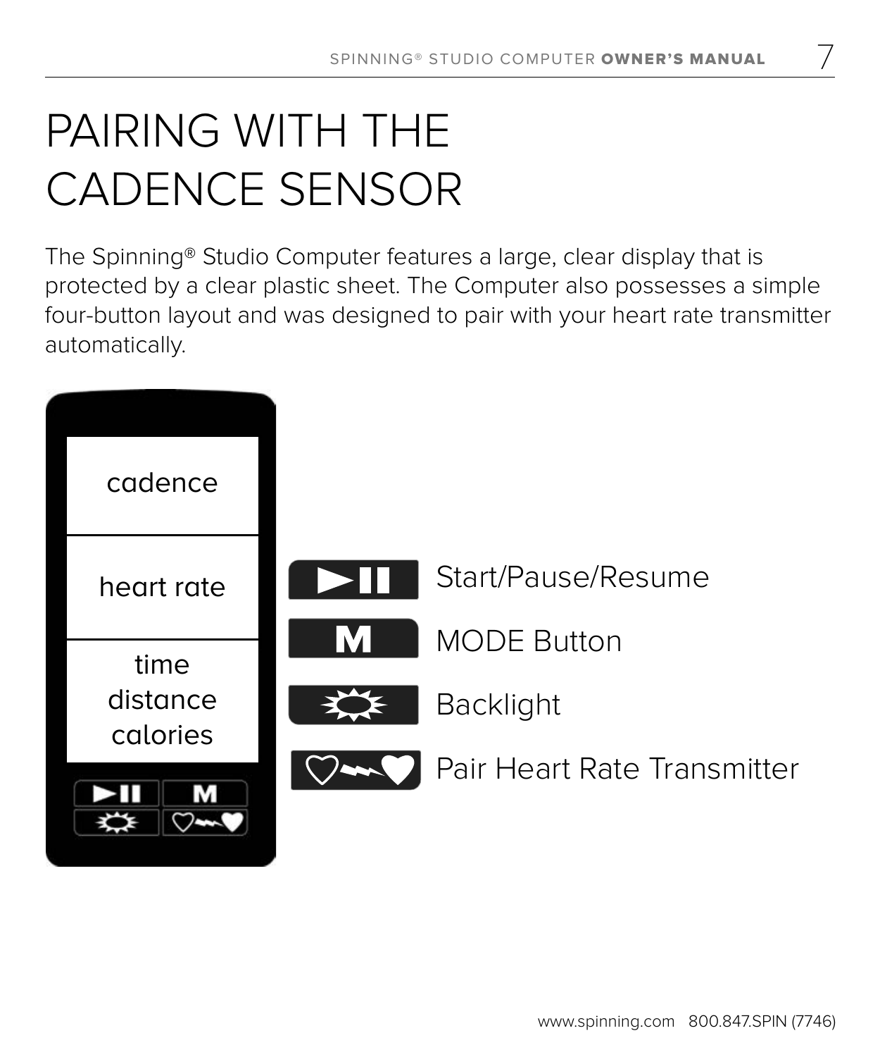# PAIRING WITH THE CADENCE SENSOR

The Spinning® Studio Computer features a large, clear display that is protected by a clear plastic sheet. The Computer also possesses a simple four-button layout and was designed to pair with your heart rate transmitter automatically.

cadence

heart rate

time
distance
calories

Start/Pause/Resume

MODE Button

Backlight

Pair Heart Rate Transmitter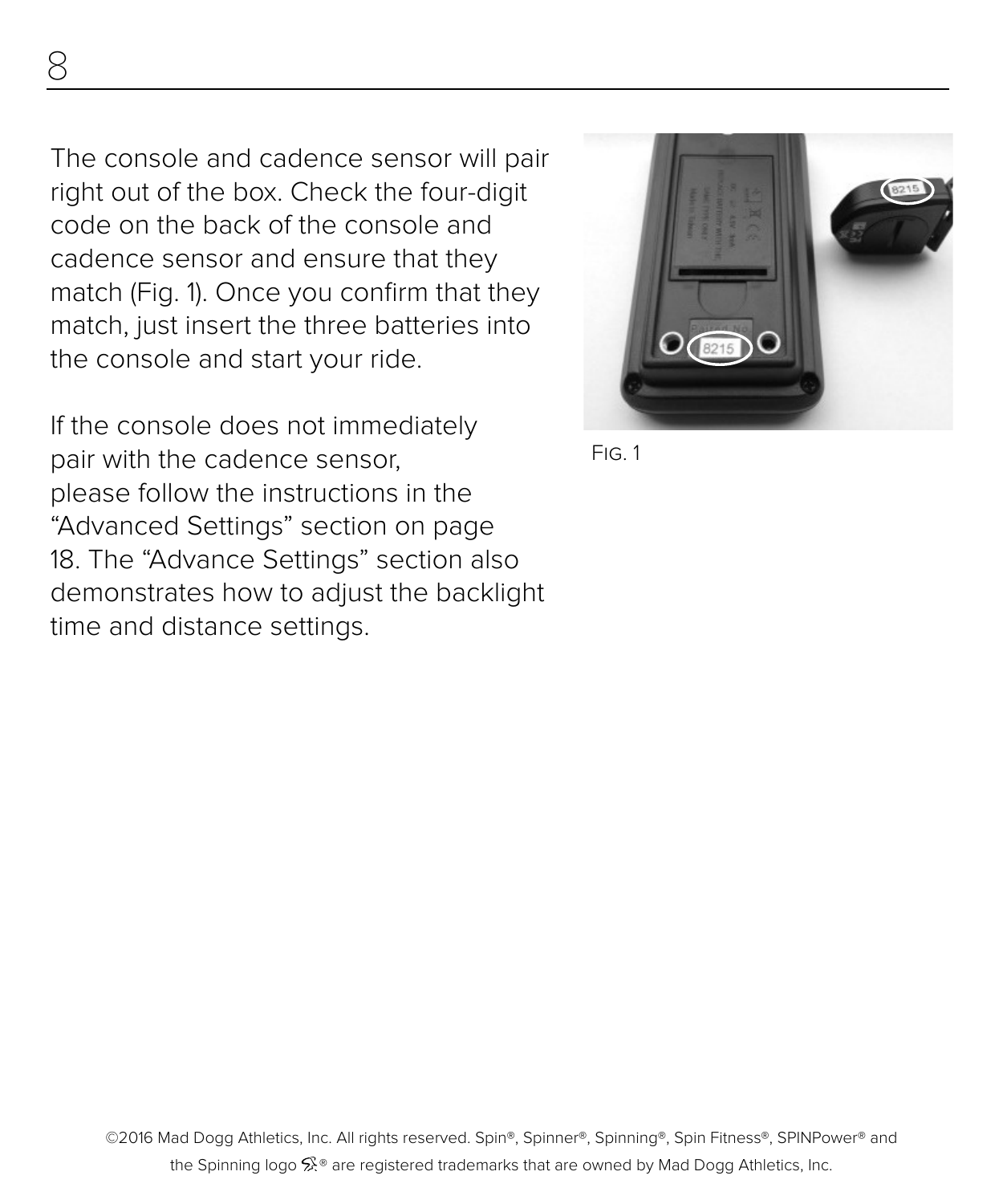The console and cadence sensor will pair right out of the box. Check the four-digit code on the back of the console and cadence sensor and ensure that they match (Fig. 1). Once you confirm that they match, just insert the three batteries into the console and start your ride.

If the console does not immediately pair with the cadence sensor, please follow the instructions in the "Advanced Settings" section on page 18. The "Advance Settings" section also demonstrates how to adjust the backlight time and distance settings.

Fig. 1

©2016 Mad Dogg Athletics, Inc. All rights reserved. Spin®, Spinner®, Spinning®, Spin Fitness®, SPINPower® and the Spinning logo ® are registered trademarks that are owned by Mad Dogg Athletics, Inc.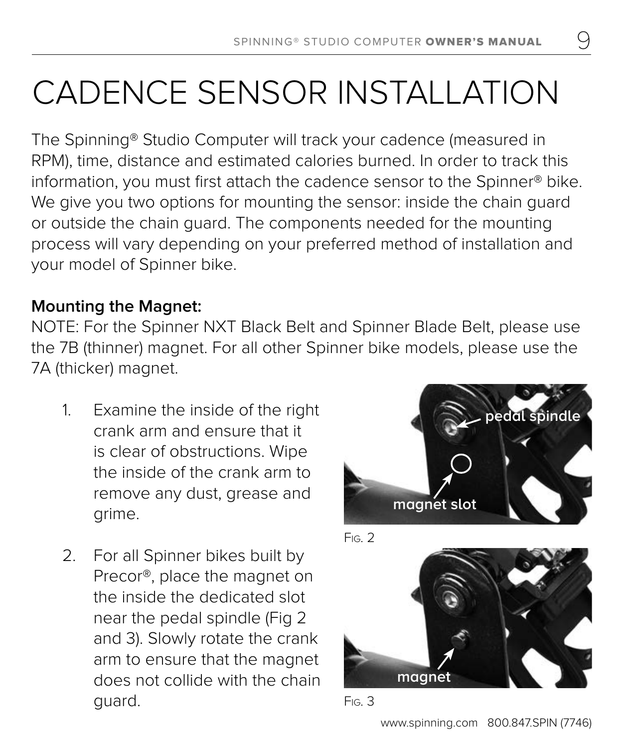# CADENCE SENSOR INSTALLATION

The Spinning® Studio Computer will track your cadence (measured in RPM), time, distance and estimated calories burned. In order to track this information, you must first attach the cadence sensor to the Spinner® bike. We give you two options for mounting the sensor: inside the chain guard or outside the chain guard. The components needed for the mounting process will vary depending on your preferred method of installation and your model of Spinner bike.

**Mounting the Magnet:**

NOTE: For the Spinner NXT Black Belt and Spinner Blade Belt, please use the 7B (thinner) magnet. For all other Spinner bike models, please use the 7A (thicker) magnet.

1. Examine the inside of the right crank arm and ensure that it is clear of obstructions. Wipe the inside of the crank arm to remove any dust, grease and grime.

2. For all Spinner bikes built by Precor®, place the magnet on the inside the dedicated slot near the pedal spindle (Fig 2 and 3). Slowly rotate the crank arm to ensure that the magnet does not collide with the chain guard.

Fig. 2

Fig. 3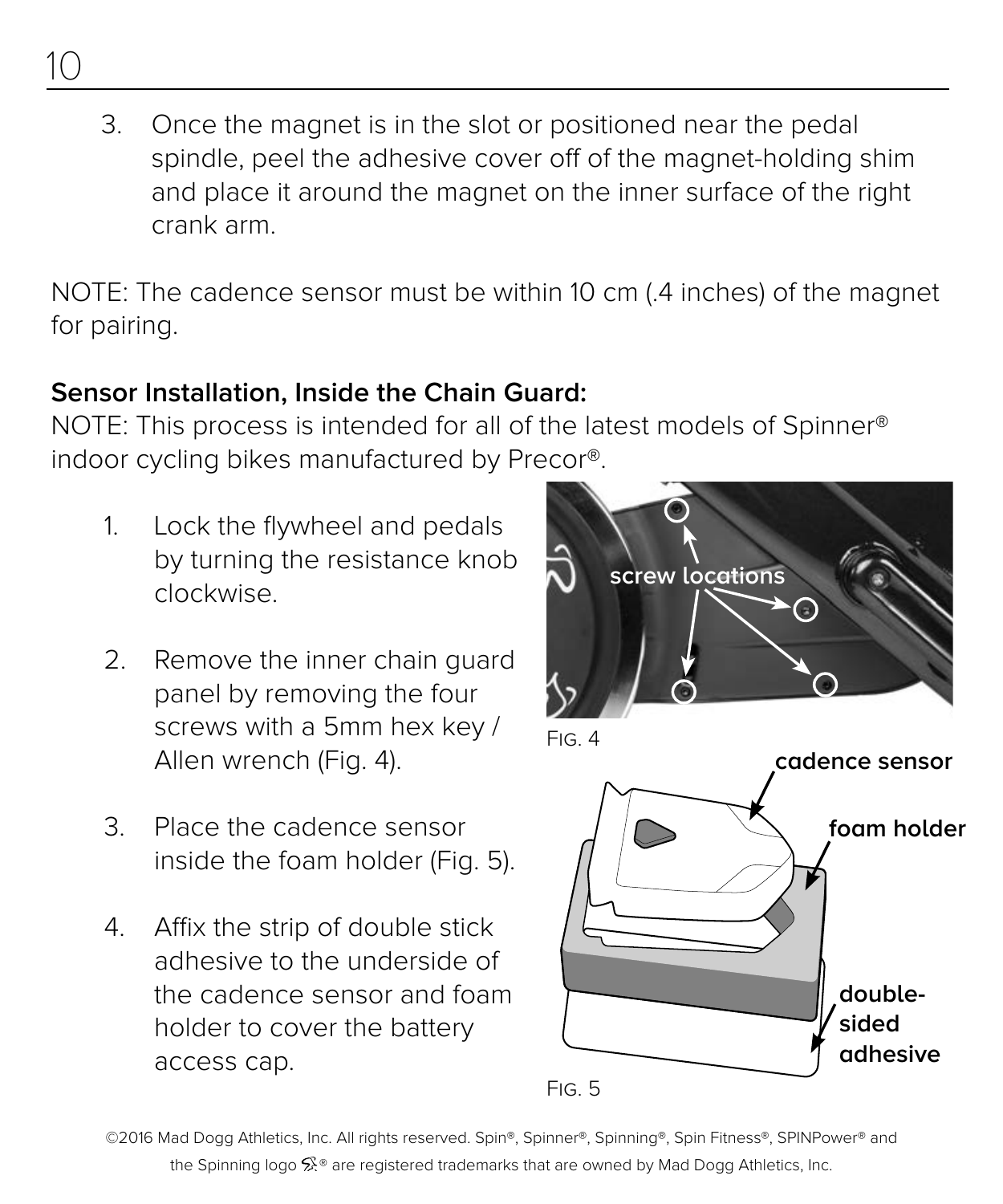3. Once the magnet is in the slot or positioned near the pedal spindle, peel the adhesive cover off of the magnet-holding shim and place it around the magnet on the inner surface of the right crank arm.

NOTE: The cadence sensor must be within 10 cm (.4 inches) of the magnet for pairing.

**Sensor Installation, Inside the Chain Guard:**

NOTE: This process is intended for all of the latest models of Spinner® indoor cycling bikes manufactured by Precor®.

1. Lock the flywheel and pedals by turning the resistance knob clockwise.

2. Remove the inner chain guard panel by removing the four screws with a 5mm hex key / Allen wrench (Fig. 4).

3. Place the cadence sensor inside the foam holder (Fig. 5).

4. Affix the strip of double stick adhesive to the underside of the cadence sensor and foam holder to cover the battery access cap.

screw locations

Fig. 4

cadence sensor

foam holder

double-sided adhesive

Fig. 5

©2016 Mad Dogg Athletics, Inc. All rights reserved. Spin®, Spinner®, Spinning®, Spin Fitness®, SPINPower® and the Spinning logo ® are registered trademarks that are owned by Mad Dogg Athletics, Inc.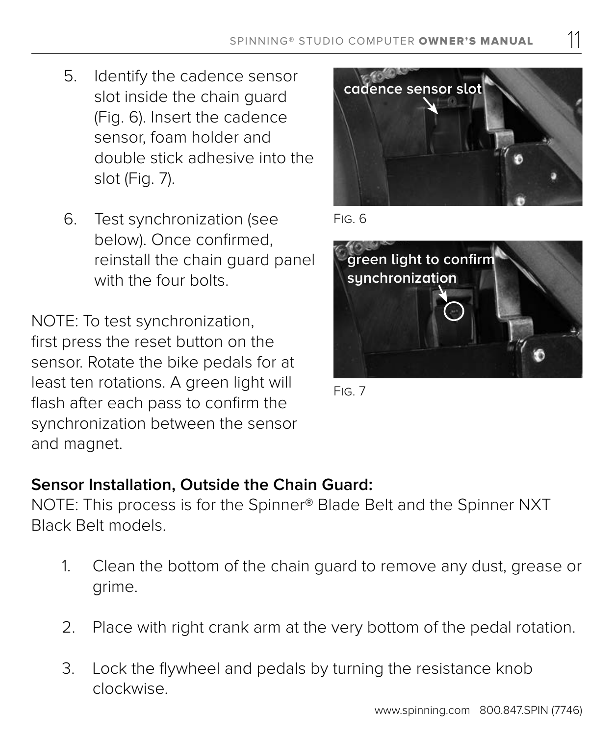5. Identify the cadence sensor slot inside the chain guard (Fig. 6). Insert the cadence sensor, foam holder and double stick adhesive into the slot (Fig. 7).

6. Test synchronization (see below). Once confirmed, reinstall the chain guard panel with the four bolts.

NOTE: To test synchronization, first press the reset button on the sensor. Rotate the bike pedals for at least ten rotations. A green light will flash after each pass to confirm the synchronization between the sensor and magnet.

Fig. 6

Fig. 7

**Sensor Installation, Outside the Chain Guard:**

NOTE: This process is for the Spinner® Blade Belt and the Spinner NXT Black Belt models.

1. Clean the bottom of the chain guard to remove any dust, grease or grime.

2. Place with right crank arm at the very bottom of the pedal rotation.

3. Lock the flywheel and pedals by turning the resistance knob clockwise.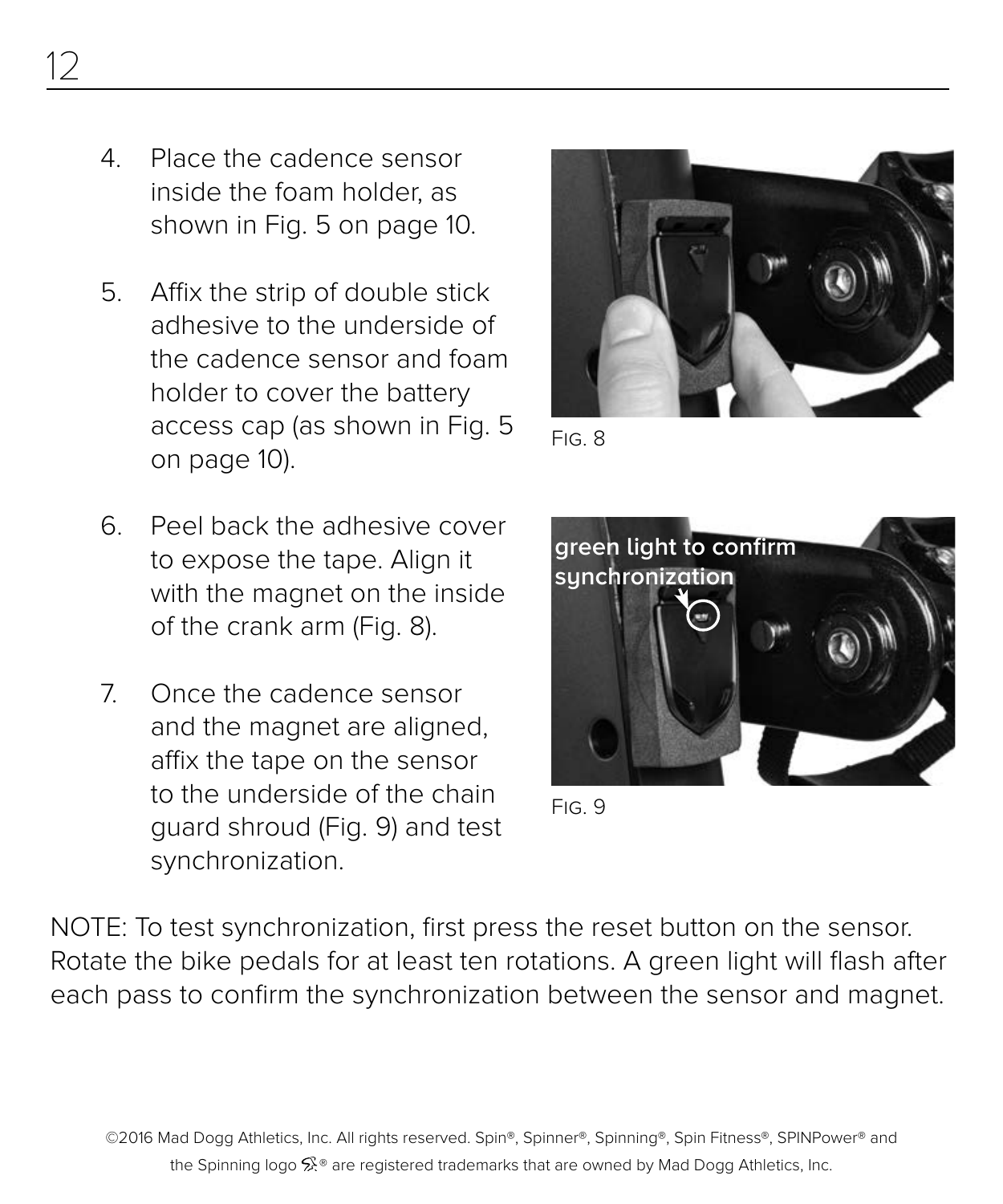4. Place the cadence sensor inside the foam holder, as shown in Fig. 5 on page 10.

5. Affix the strip of double stick adhesive to the underside of the cadence sensor and foam holder to cover the battery access cap (as shown in Fig. 5 on page 10).

6. Peel back the adhesive cover to expose the tape. Align it with the magnet on the inside of the crank arm (Fig. 8).

7. Once the cadence sensor and the magnet are aligned, affix the tape on the sensor to the underside of the chain guard shroud (Fig. 9) and test synchronization.

Fig. 8

green light to confirm synchronization

Fig. 9

NOTE: To test synchronization, first press the reset button on the sensor. Rotate the bike pedals for at least ten rotations. A green light will flash after each pass to confirm the synchronization between the sensor and magnet.

©2016 Mad Dogg Athletics, Inc. All rights reserved. Spin®, Spinner®, Spinning®, Spin Fitness®, SPINPower® and the Spinning logo ® are registered trademarks that are owned by Mad Dogg Athletics, Inc.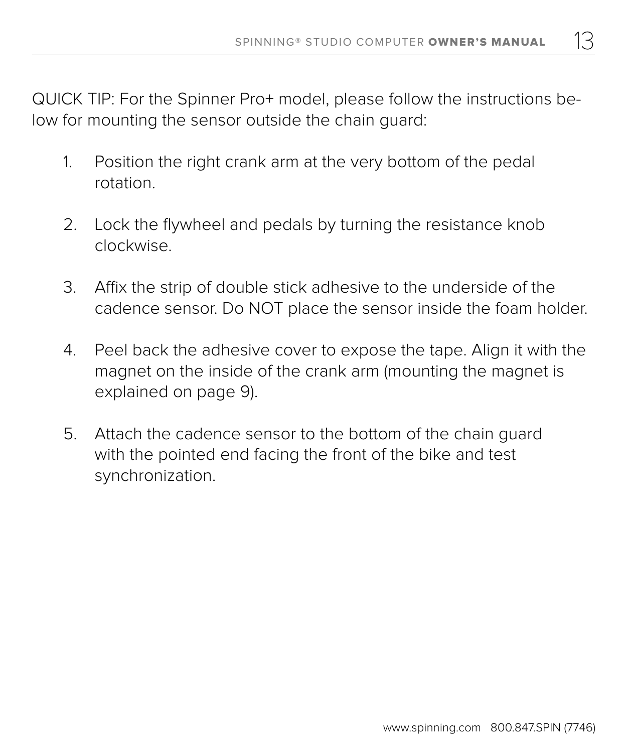QUICK TIP: For the Spinner Pro+ model, please follow the instructions below for mounting the sensor outside the chain guard:

1. Position the right crank arm at the very bottom of the pedal rotation.

2. Lock the flywheel and pedals by turning the resistance knob clockwise.

3. Affix the strip of double stick adhesive to the underside of the cadence sensor. Do NOT place the sensor inside the foam holder.

4. Peel back the adhesive cover to expose the tape. Align it with the magnet on the inside of the crank arm (mounting the magnet is explained on page 9).

5. Attach the cadence sensor to the bottom of the chain guard with the pointed end facing the front of the bike and test synchronization.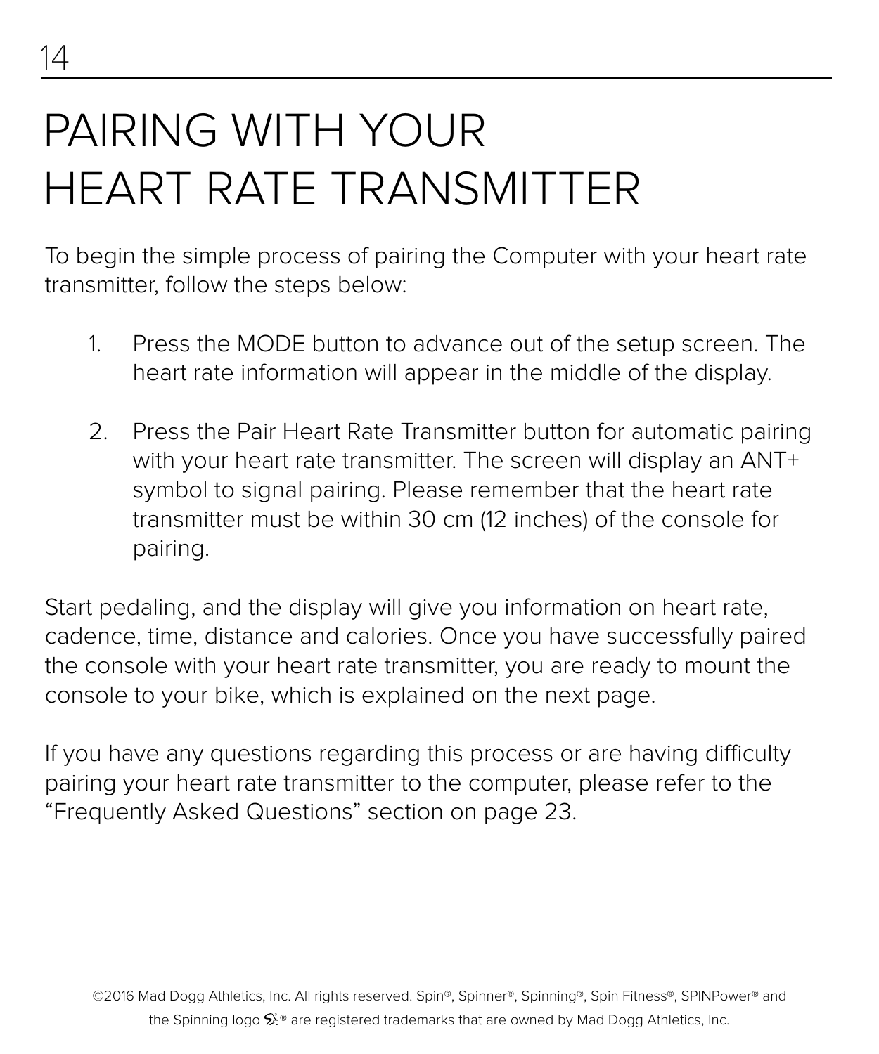# PAIRING WITH YOUR HEART RATE TRANSMITTER

To begin the simple process of pairing the Computer with your heart rate transmitter, follow the steps below:

1. Press the MODE button to advance out of the setup screen. The heart rate information will appear in the middle of the display.

2. Press the Pair Heart Rate Transmitter button for automatic pairing with your heart rate transmitter. The screen will display an ANT+ symbol to signal pairing. Please remember that the heart rate transmitter must be within 30 cm (12 inches) of the console for pairing.

Start pedaling, and the display will give you information on heart rate, cadence, time, distance and calories. Once you have successfully paired the console with your heart rate transmitter, you are ready to mount the console to your bike, which is explained on the next page.

If you have any questions regarding this process or are having difficulty pairing your heart rate transmitter to the computer, please refer to the "Frequently Asked Questions" section on page 23.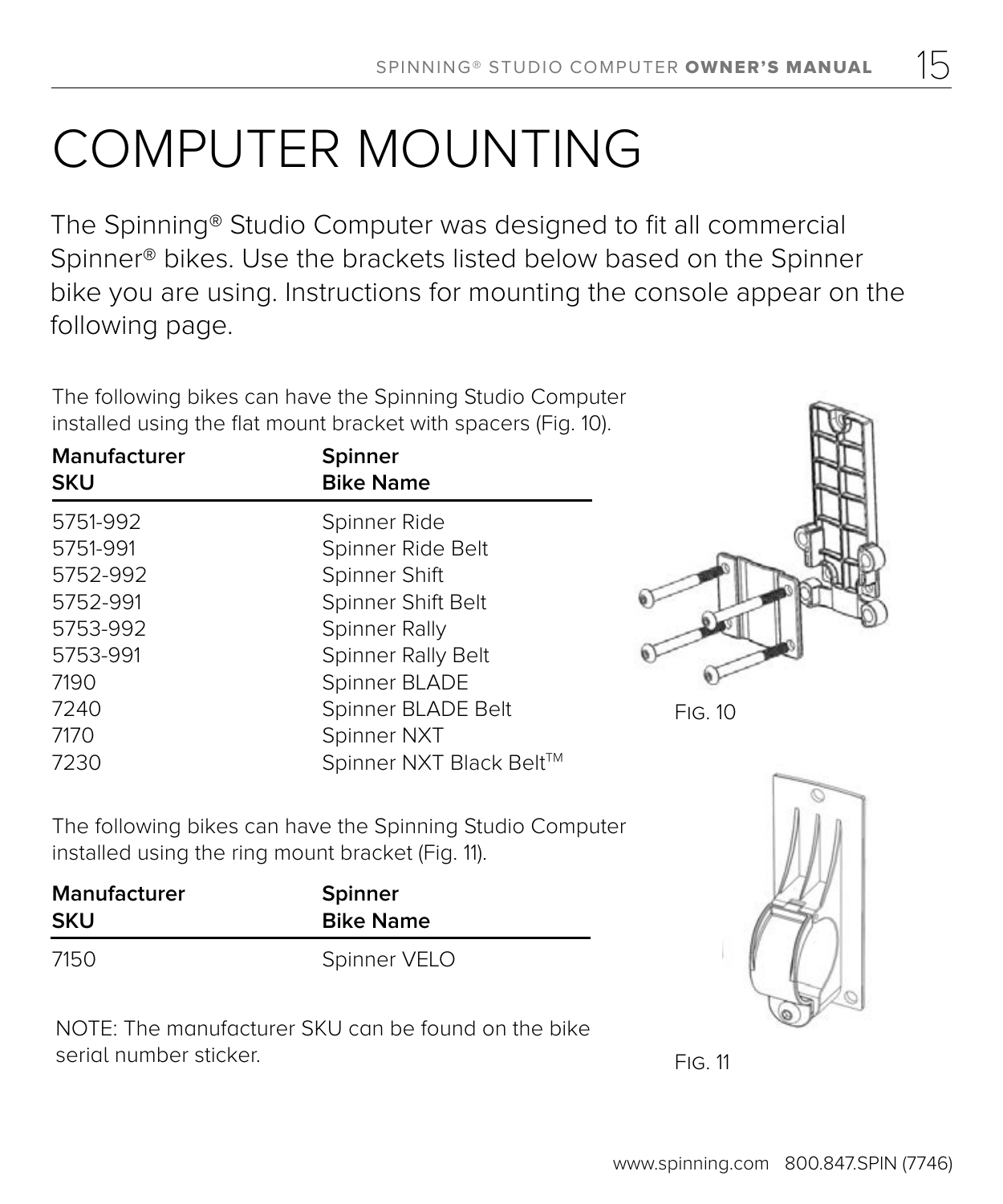# COMPUTER MOUNTING

The Spinning® Studio Computer was designed to fit all commercial Spinner® bikes. Use the brackets listed below based on the Spinner bike you are using. Instructions for mounting the console appear on the following page.

The following bikes can have the Spinning Studio Computer installed using the flat mount bracket with spacers (Fig. 10).

| Manufacturer SKU | Spinner Bike Name |
|---|---|
| 5751-992 | Spinner Ride |
| 5751-991 | Spinner Ride Belt |
| 5752-992 | Spinner Shift |
| 5752-991 | Spinner Shift Belt |
| 5753-992 | Spinner Rally |
| 5753-991 | Spinner Rally Belt |
| 7190 | Spinner BLADE |
| 7240 | Spinner BLADE Belt |
| 7170 | Spinner NXT |
| 7230 | Spinner NXT Black Belt™ |

Fig. 10

The following bikes can have the Spinning Studio Computer installed using the ring mount bracket (Fig. 11).

| Manufacturer SKU | Spinner Bike Name |
|---|---|
| 7150 | Spinner VELO |

NOTE: The manufacturer SKU can be found on the bike serial number sticker.

Fig. 11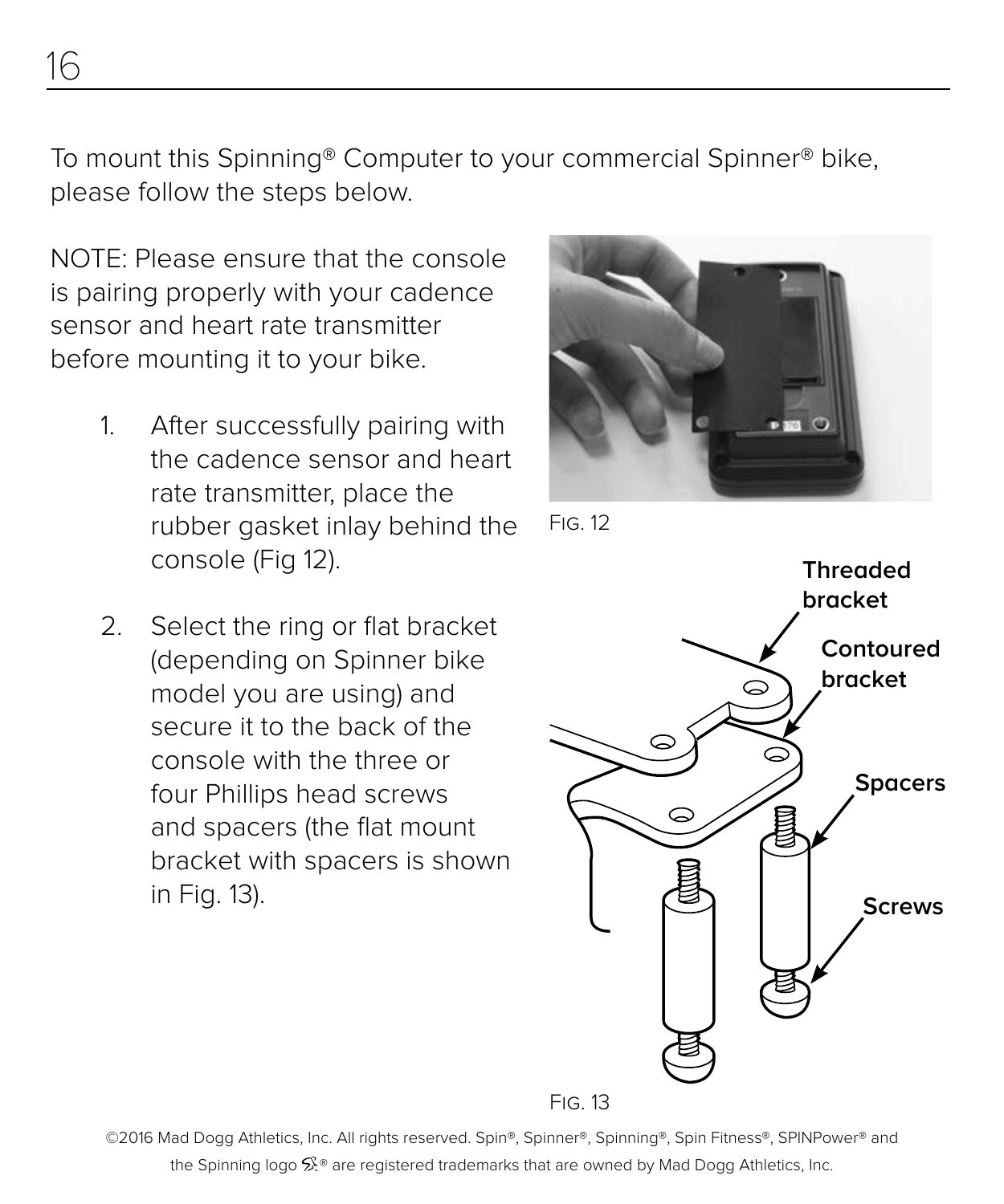To mount this Spinning® Computer to your commercial Spinner® bike, please follow the steps below.

NOTE: Please ensure that the console is pairing properly with your cadence sensor and heart rate transmitter before mounting it to your bike.

1. After successfully pairing with the cadence sensor and heart rate transmitter, place the rubber gasket inlay behind the console (Fig 12).

2. Select the ring or flat bracket (depending on Spinner bike model you are using) and secure it to the back of the console with the three or four Phillips head screws and spacers (the flat mount bracket with spacers is shown in Fig. 13).

FIG. 12

**Threaded bracket**

**Contoured bracket**

**Spacers**

**Screws**

FIG. 13

©2016 Mad Dogg Athletics, Inc. All rights reserved. Spin®, Spinner®, Spinning®, Spin Fitness®, SPINPower® and the Spinning logo ® are registered trademarks that are owned by Mad Dogg Athletics, Inc.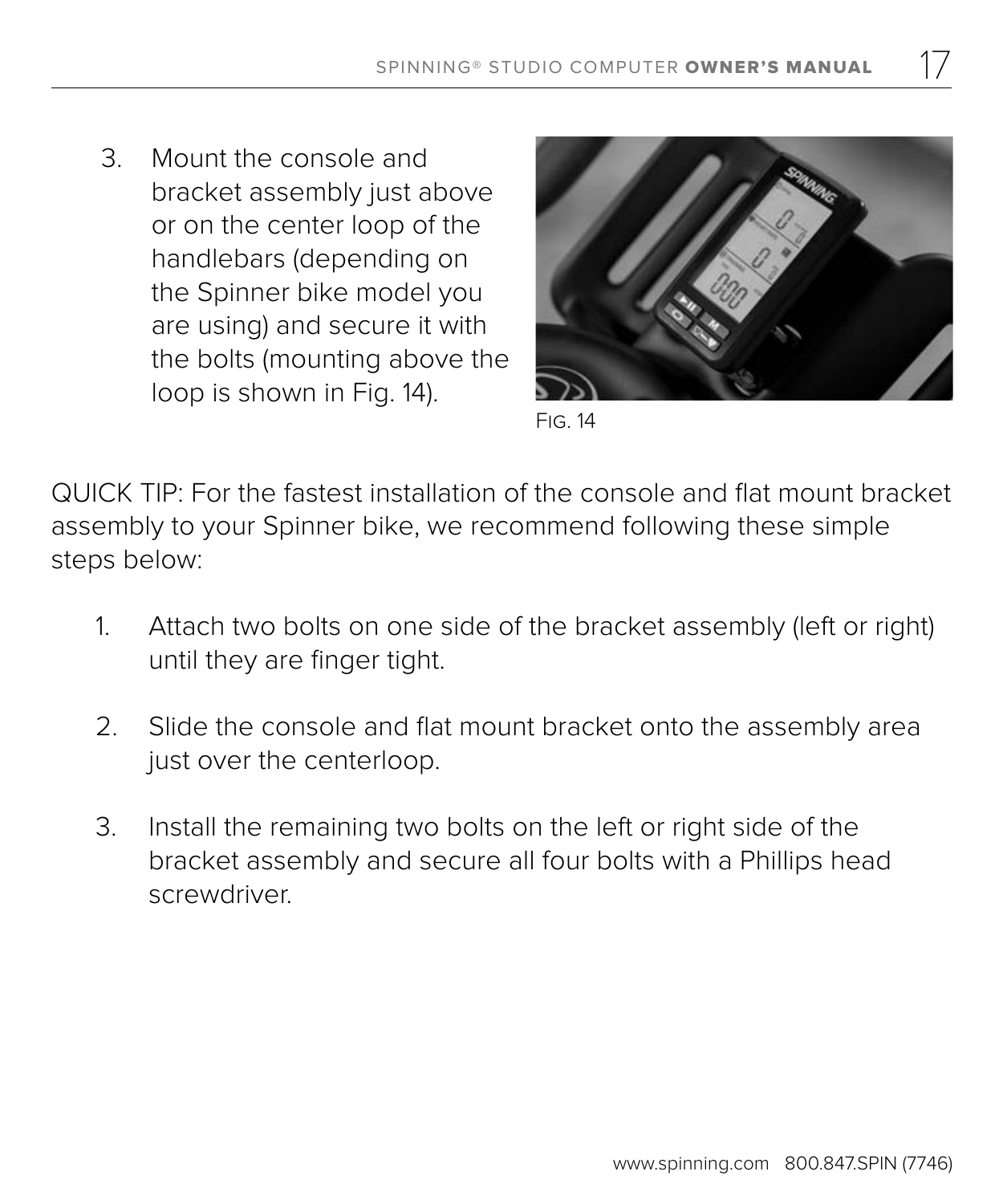3. Mount the console and bracket assembly just above or on the center loop of the handlebars (depending on the Spinner bike model you are using) and secure it with the bolts (mounting above the loop is shown in Fig. 14).

Fig. 14

QUICK TIP: For the fastest installation of the console and flat mount bracket assembly to your Spinner bike, we recommend following these simple steps below:

1. Attach two bolts on one side of the bracket assembly (left or right) until they are finger tight.

2. Slide the console and flat mount bracket onto the assembly area just over the centerloop.

3. Install the remaining two bolts on the left or right side of the bracket assembly and secure all four bolts with a Phillips head screwdriver.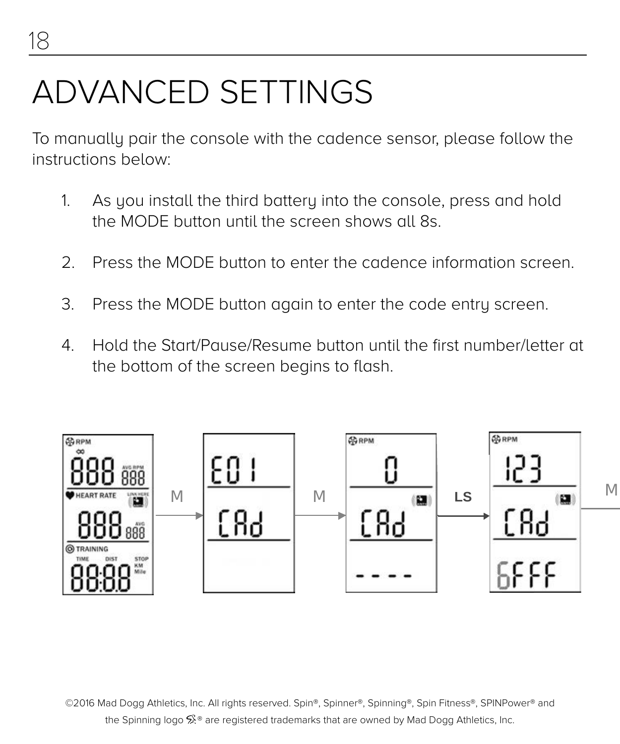# ADVANCED SETTINGS

To manually pair the console with the cadence sensor, please follow the instructions below:

1. As you install the third battery into the console, press and hold the MODE button until the screen shows all 8s.

2. Press the MODE button to enter the cadence information screen.

3. Press the MODE button again to enter the code entry screen.

4. Hold the Start/Pause/Resume button until the first number/letter at the bottom of the screen begins to flash.

©2016 Mad Dogg Athletics, Inc. All rights reserved. Spin®, Spinner®, Spinning®, Spin Fitness®, SPINPower® and the Spinning logo ® are registered trademarks that are owned by Mad Dogg Athletics, Inc.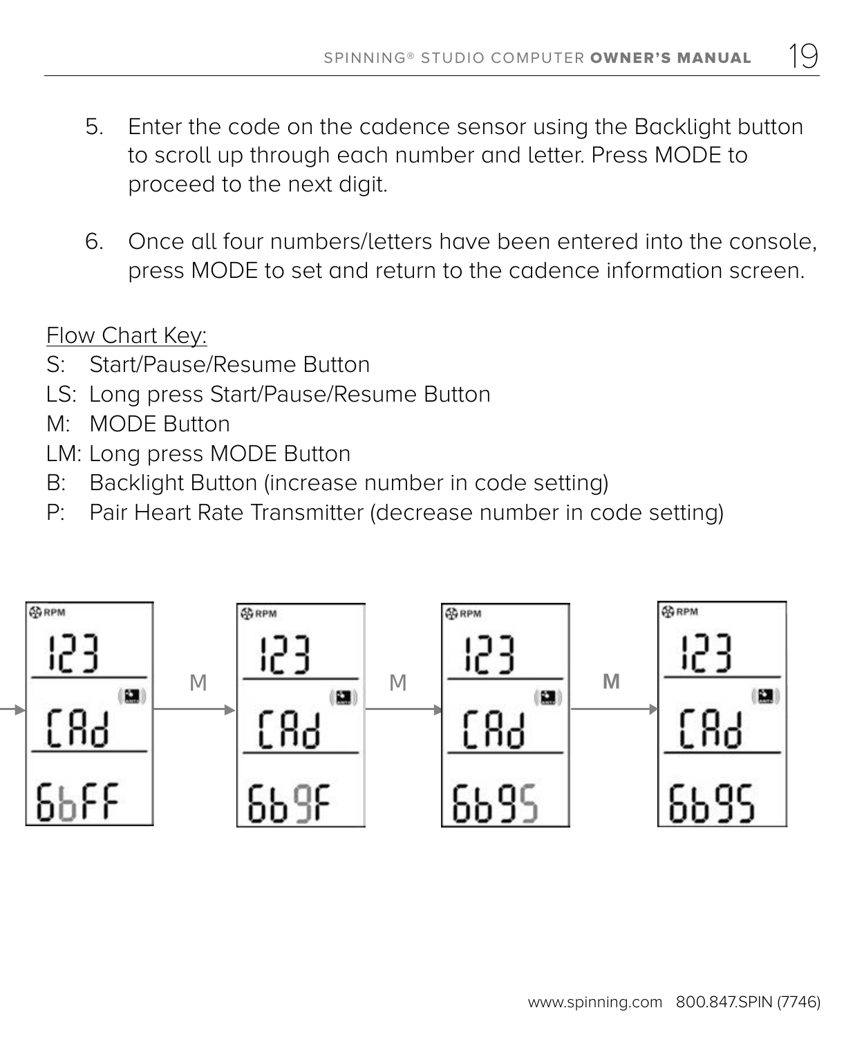5. Enter the code on the cadence sensor using the Backlight button to scroll up through each number and letter. Press MODE to proceed to the next digit.

6. Once all four numbers/letters have been entered into the console, press MODE to set and return to the cadence information screen.

Flow Chart Key:

S: Start/Pause/Resume Button
LS: Long press Start/Pause/Resume Button
M: MODE Button
LM: Long press MODE Button
B: Backlight Button (increase number in code setting)
P: Pair Heart Rate Transmitter (decrease number in code setting)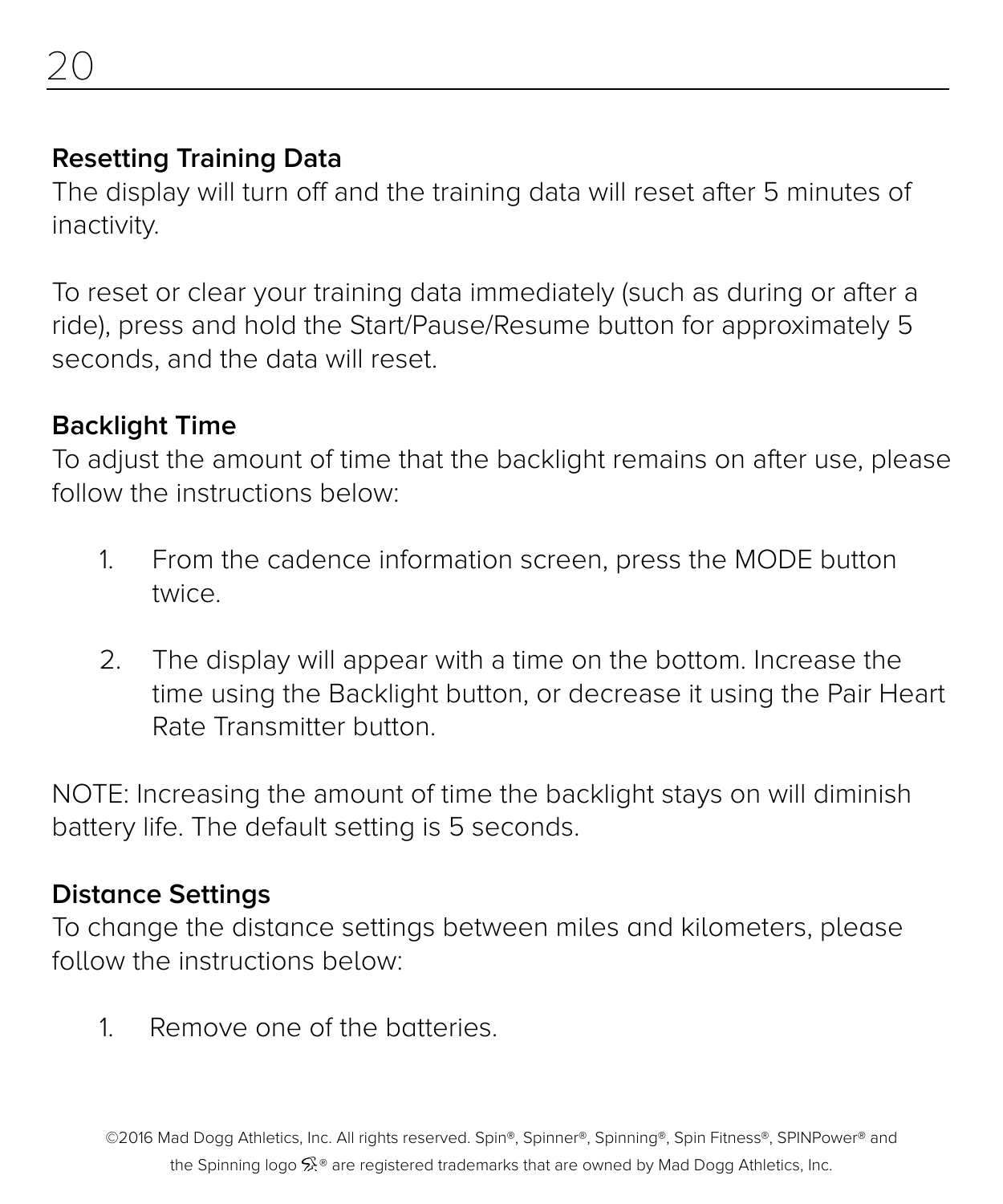### Resetting Training Data

The display will turn off and the training data will reset after 5 minutes of inactivity.

To reset or clear your training data immediately (such as during or after a ride), press and hold the Start/Pause/Resume button for approximately 5 seconds, and the data will reset.

### Backlight Time

To adjust the amount of time that the backlight remains on after use, please follow the instructions below:

1. From the cadence information screen, press the MODE button twice.

2. The display will appear with a time on the bottom. Increase the time using the Backlight button, or decrease it using the Pair Heart Rate Transmitter button.

NOTE: Increasing the amount of time the backlight stays on will diminish battery life. The default setting is 5 seconds.

### Distance Settings

To change the distance settings between miles and kilometers, please follow the instructions below:

1. Remove one of the batteries.

©2016 Mad Dogg Athletics, Inc. All rights reserved. Spin®, Spinner®, Spinning®, Spin Fitness®, SPINPower® and the Spinning logo ® are registered trademarks that are owned by Mad Dogg Athletics, Inc.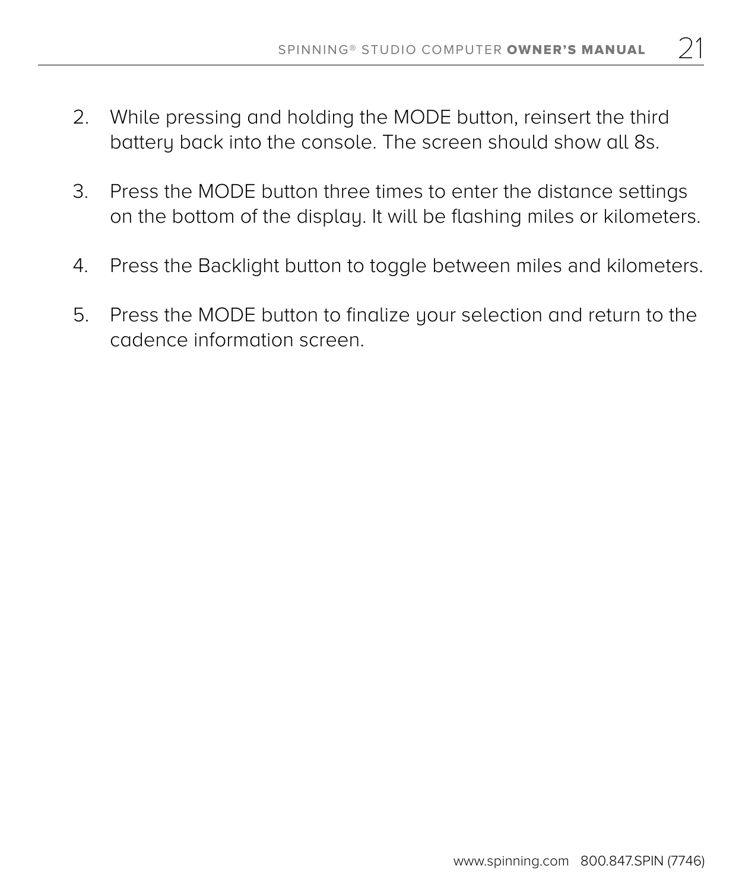2. While pressing and holding the MODE button, reinsert the third battery back into the console. The screen should show all 8s.

3. Press the MODE button three times to enter the distance settings on the bottom of the display. It will be flashing miles or kilometers.

4. Press the Backlight button to toggle between miles and kilometers.

5. Press the MODE button to finalize your selection and return to the cadence information screen.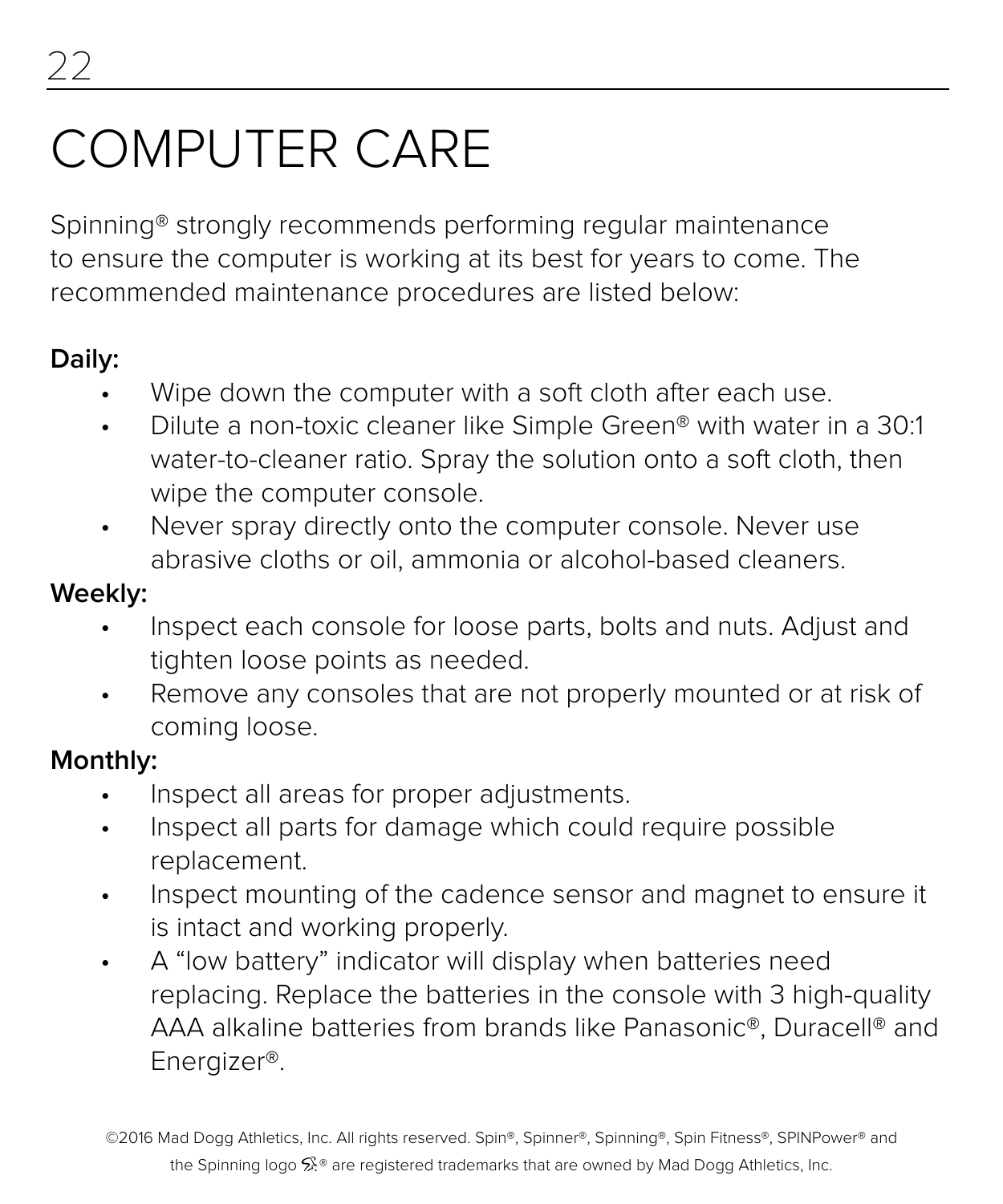# COMPUTER CARE

Spinning® strongly recommends performing regular maintenance to ensure the computer is working at its best for years to come. The recommended maintenance procedures are listed below:

**Daily:**

- Wipe down the computer with a soft cloth after each use.
- Dilute a non-toxic cleaner like Simple Green® with water in a 30:1 water-to-cleaner ratio. Spray the solution onto a soft cloth, then wipe the computer console.
- Never spray directly onto the computer console. Never use abrasive cloths or oil, ammonia or alcohol-based cleaners.

**Weekly:**

- Inspect each console for loose parts, bolts and nuts. Adjust and tighten loose points as needed.
- Remove any consoles that are not properly mounted or at risk of coming loose.

**Monthly:**

- Inspect all areas for proper adjustments.
- Inspect all parts for damage which could require possible replacement.
- Inspect mounting of the cadence sensor and magnet to ensure it is intact and working properly.
- A "low battery" indicator will display when batteries need replacing. Replace the batteries in the console with 3 high-quality AAA alkaline batteries from brands like Panasonic®, Duracell® and Energizer®.

©2016 Mad Dogg Athletics, Inc. All rights reserved. Spin®, Spinner®, Spinning®, Spin Fitness®, SPINPower® and the Spinning logo ® are registered trademarks that are owned by Mad Dogg Athletics, Inc.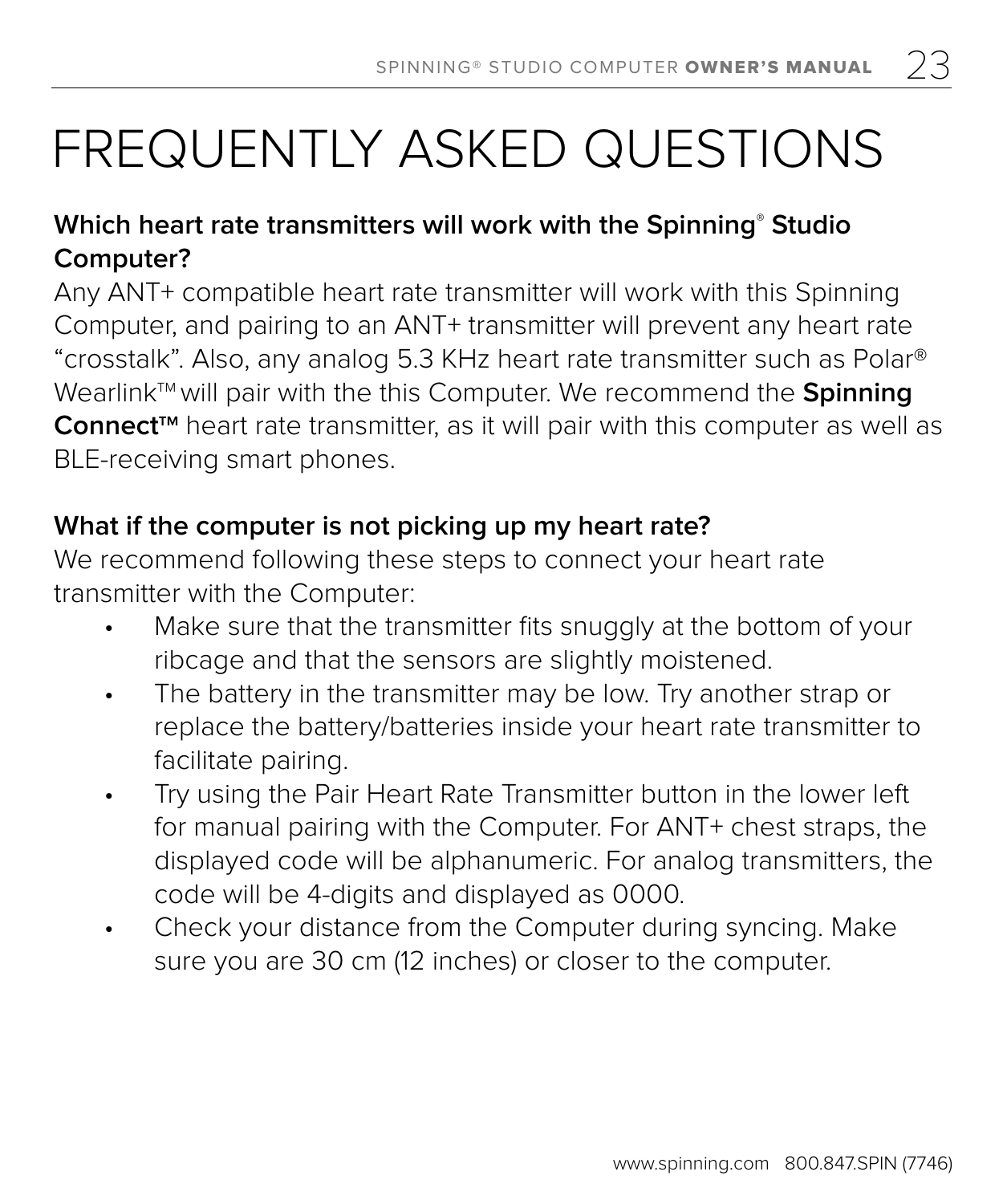# FREQUENTLY ASKED QUESTIONS

**Which heart rate transmitters will work with the Spinning® Studio Computer?**

Any ANT+ compatible heart rate transmitter will work with this Spinning Computer, and pairing to an ANT+ transmitter will prevent any heart rate "crosstalk". Also, any analog 5.3 KHz heart rate transmitter such as Polar® Wearlink™ will pair with the this Computer. We recommend the **Spinning Connect™** heart rate transmitter, as it will pair with this computer as well as BLE-receiving smart phones.

**What if the computer is not picking up my heart rate?**

We recommend following these steps to connect your heart rate transmitter with the Computer:

- Make sure that the transmitter fits snuggly at the bottom of your ribcage and that the sensors are slightly moistened.
- The battery in the transmitter may be low. Try another strap or replace the battery/batteries inside your heart rate transmitter to facilitate pairing.
- Try using the Pair Heart Rate Transmitter button in the lower left for manual pairing with the Computer. For ANT+ chest straps, the displayed code will be alphanumeric. For analog transmitters, the code will be 4-digits and displayed as 0000.
- Check your distance from the Computer during syncing. Make sure you are 30 cm (12 inches) or closer to the computer.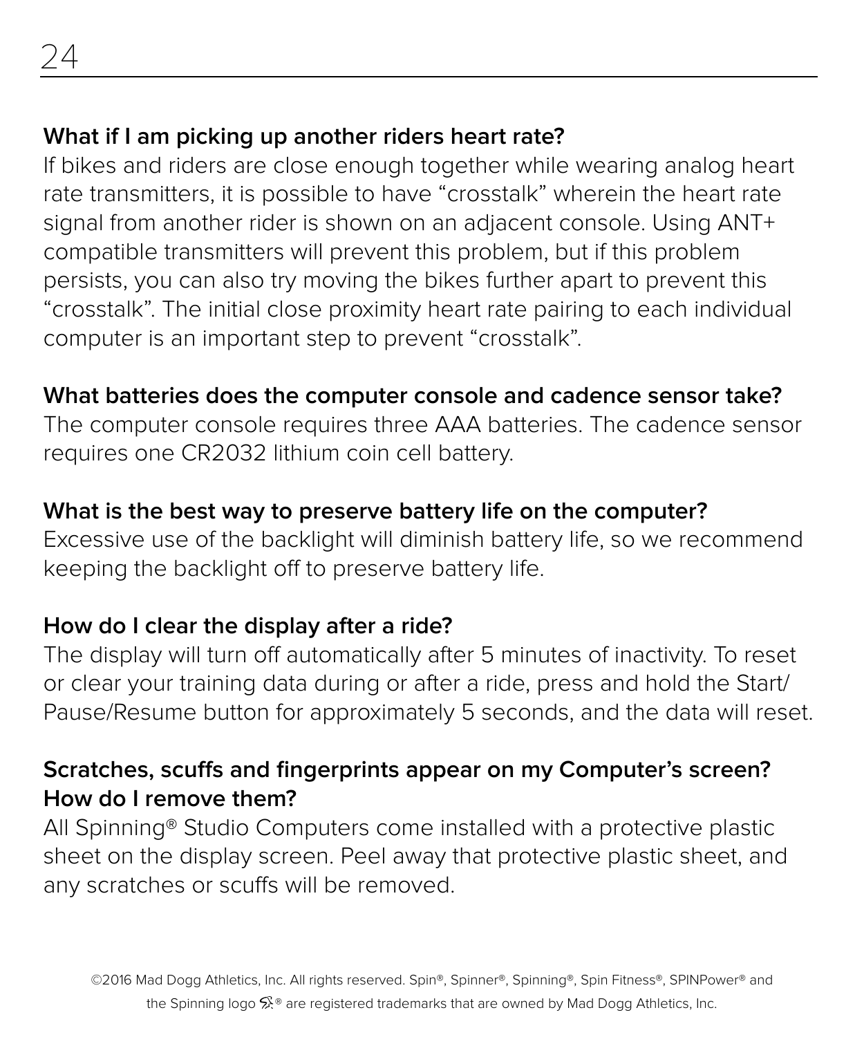**What if I am picking up another riders heart rate?**
If bikes and riders are close enough together while wearing analog heart rate transmitters, it is possible to have "crosstalk" wherein the heart rate signal from another rider is shown on an adjacent console. Using ANT+ compatible transmitters will prevent this problem, but if this problem persists, you can also try moving the bikes further apart to prevent this "crosstalk". The initial close proximity heart rate pairing to each individual computer is an important step to prevent "crosstalk".

**What batteries does the computer console and cadence sensor take?**
The computer console requires three AAA batteries. The cadence sensor requires one CR2032 lithium coin cell battery.

**What is the best way to preserve battery life on the computer?**
Excessive use of the backlight will diminish battery life, so we recommend keeping the backlight off to preserve battery life.

**How do I clear the display after a ride?**
The display will turn off automatically after 5 minutes of inactivity. To reset or clear your training data during or after a ride, press and hold the Start/Pause/Resume button for approximately 5 seconds, and the data will reset.

**Scratches, scuffs and fingerprints appear on my Computer's screen? How do I remove them?**
All Spinning® Studio Computers come installed with a protective plastic sheet on the display screen. Peel away that protective plastic sheet, and any scratches or scuffs will be removed.

©2016 Mad Dogg Athletics, Inc. All rights reserved. Spin®, Spinner®, Spinning®, Spin Fitness®, SPINPower® and the Spinning logo ® are registered trademarks that are owned by Mad Dogg Athletics, Inc.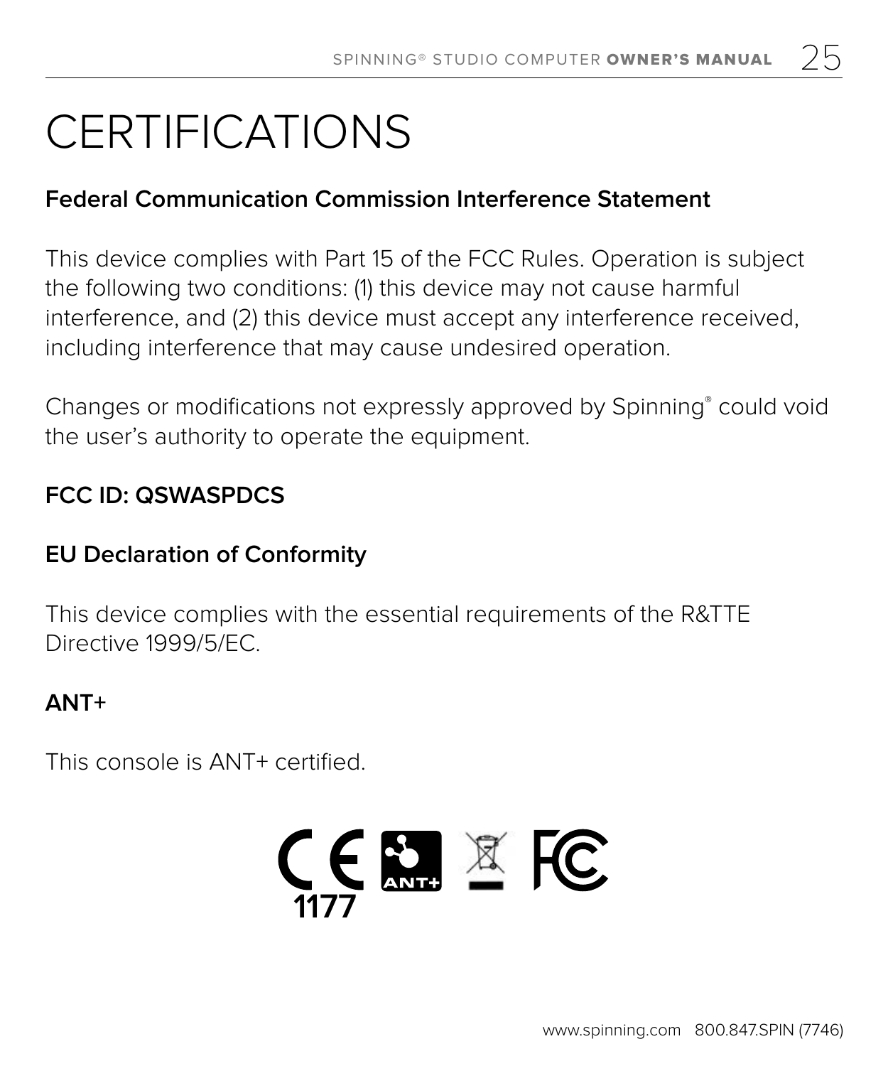# CERTIFICATIONS

**Federal Communication Commission Interference Statement**

This device complies with Part 15 of the FCC Rules. Operation is subject the following two conditions: (1) this device may not cause harmful interference, and (2) this device must accept any interference received, including interference that may cause undesired operation.

Changes or modifications not expressly approved by Spinning® could void the user's authority to operate the equipment.

**FCC ID: QSWASPDCS**

**EU Declaration of Conformity**

This device complies with the essential requirements of the R&TTE Directive 1999/5/EC.

**ANT+**

This console is ANT+ certified.

1177

www.spinning.com 800.847.SPIN (7746)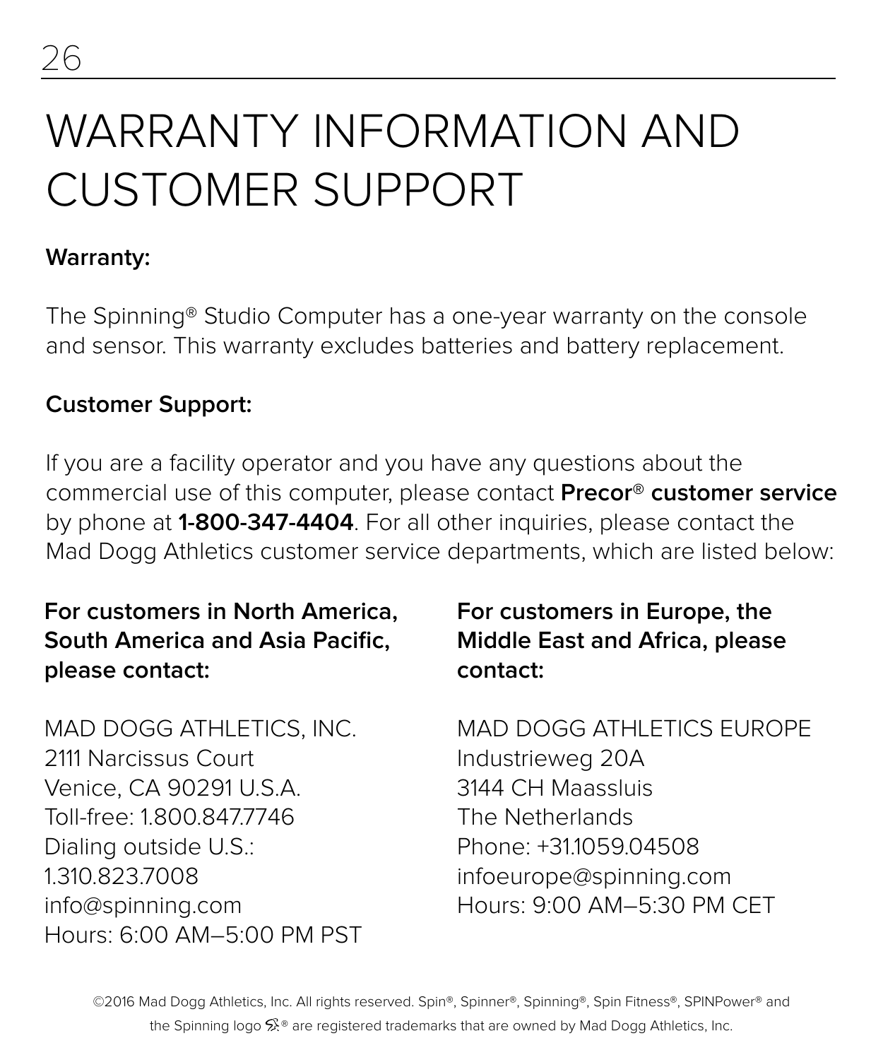# WARRANTY INFORMATION AND CUSTOMER SUPPORT

**Warranty:**

The Spinning® Studio Computer has a one-year warranty on the console and sensor. This warranty excludes batteries and battery replacement.

**Customer Support:**

If you are a facility operator and you have any questions about the commercial use of this computer, please contact **Precor® customer service** by phone at **1-800-347-4404**. For all other inquiries, please contact the Mad Dogg Athletics customer service departments, which are listed below:

**For customers in North America, South America and Asia Pacific, please contact:**

MAD DOGG ATHLETICS, INC.
2111 Narcissus Court
Venice, CA 90291 U.S.A.
Toll-free: 1.800.847.7746
Dialing outside U.S.:
1.310.823.7008
info@spinning.com
Hours: 6:00 AM–5:00 PM PST

**For customers in Europe, the Middle East and Africa, please contact:**

MAD DOGG ATHLETICS EUROPE
Industrieweg 20A
3144 CH Maassluis
The Netherlands
Phone: +31.1059.04508
infoeurope@spinning.com
Hours: 9:00 AM–5:30 PM CET

©2016 Mad Dogg Athletics, Inc. All rights reserved. Spin®, Spinner®, Spinning®, Spin Fitness®, SPINPower® and the Spinning logo ® are registered trademarks that are owned by Mad Dogg Athletics, Inc.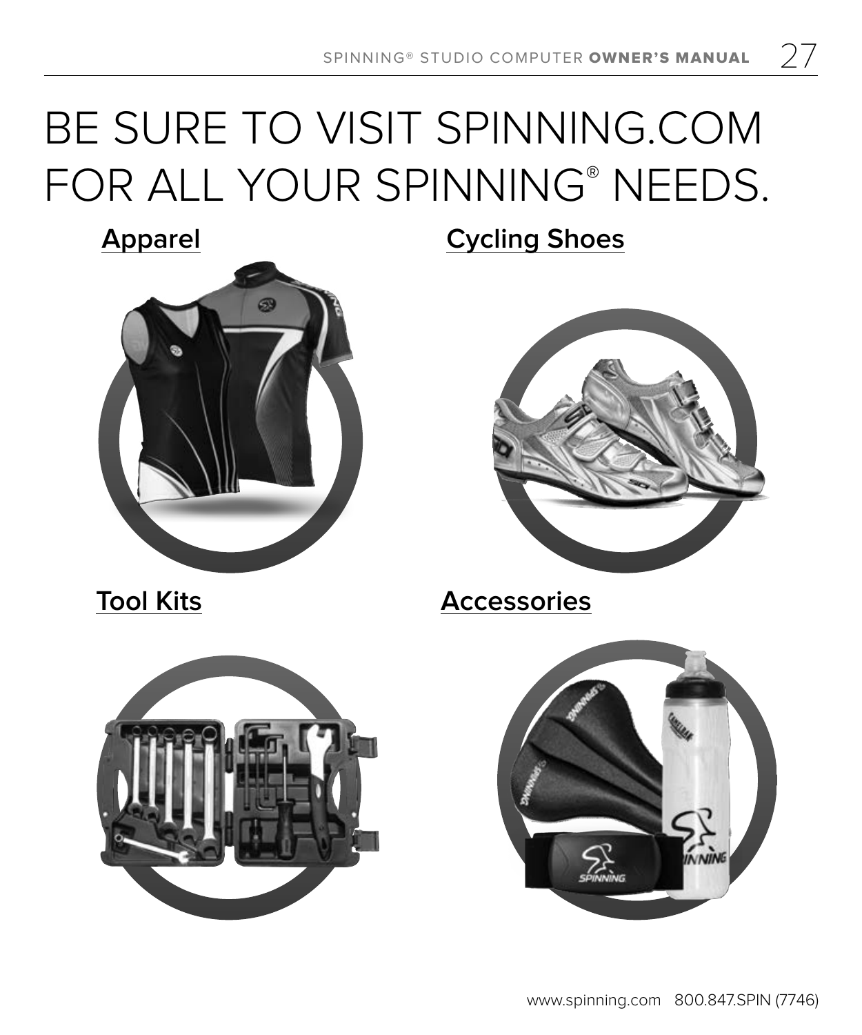# BE SURE TO VISIT SPINNING.COM FOR ALL YOUR SPINNING® NEEDS.

**Apparel**

**Cycling Shoes**

**Tool Kits**

**Accessories**

www.spinning.com 800.847.SPIN (7746)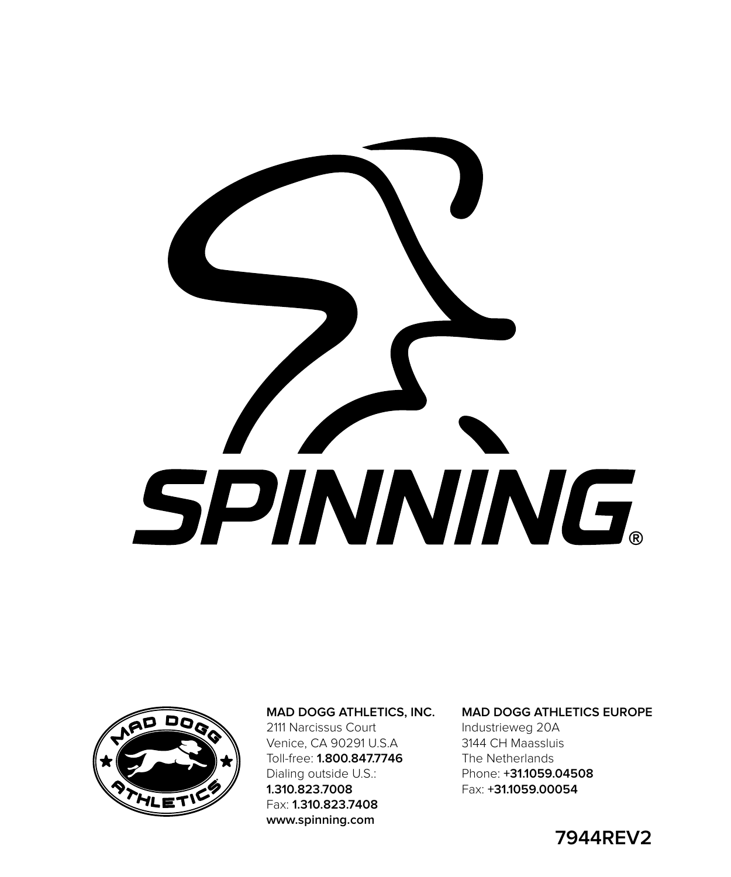SPINNING®

**MAD DOGG ATHLETICS, INC.**
2111 Narcissus Court
Venice, CA 90291 U.S.A
Toll-free: **1.800.847.7746**
Dialing outside U.S.:
**1.310.823.7008**
Fax: **1.310.823.7408**
**www.spinning.com**

**MAD DOGG ATHLETICS EUROPE**
Industrieweg 20A
3144 CH Maassluis
The Netherlands
Phone: **+31.1059.04508**
Fax: **+31.1059.00054**

**7944REV2**